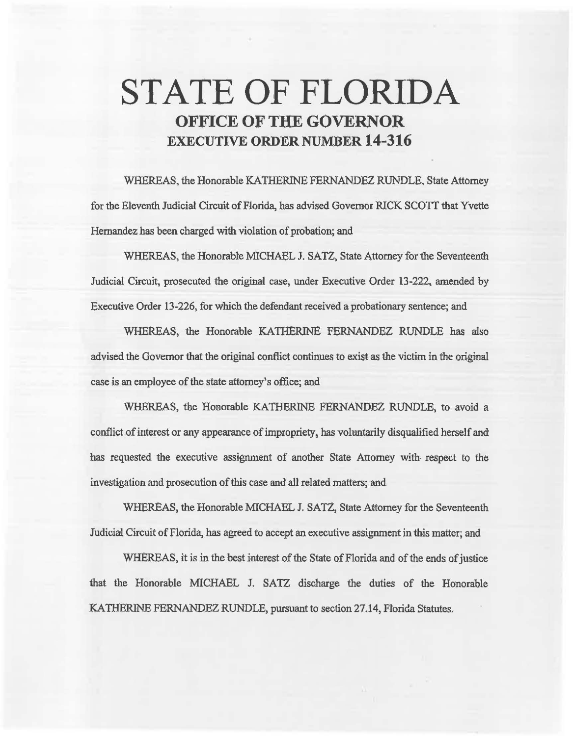# STATE OF FLORIDA

## OFFICE OF THE GOVERNOR

## EXECUTIVE ORDER NUMBER 14-316

WHEREAS, the Honorable KATHERINE FERNANDEZ RUNDLE, State Attorney for the Eleventh Judicial Circuit of Florida, has advised Governor RICK SCOTT that Yvette Hernandez has been charged with violation of probation; and

WHEREAS, the Honorable MICHAEL J. SATZ, State Attorney for the Seventeenth Judicial Circuit, prosecuted the original case, under Executive Order 13-222, amended by Executive Order 13-226, for which the defendant received a probationary sentence; and

WHEREAS, the Honorable KATHERINE FERNANDEZ RUNDLE has also advised the Governor that the original conflict continues to exist as the victim in the original case is an employee of the state attorney's office; and

WHEREAS, the Honorable KATHERINE FERNANDEZ RUNDLE, to avoid a conflict of interest or any appearance of impropriety, has voluntarily disqualified herself and has requested the executive assignment of another State Attorney with respect to the investigation and prosecution of this case and all related matters; and

WHEREAS, the Honorable MICHAEL J. SATZ, State Attorney for the Seventeenth Judicial Circuit of Florida, has agreed to accept an executive assignment in this matter; and

WHEREAS, it is in the best interest of the State of Florida and of the ends of justice that the Honorable MICHAEL J. SATZ discharge the duties of the Honorable KATHERINE FERNANDEZ RUNDLE, pursuant to section 27.14, Florida Statutes.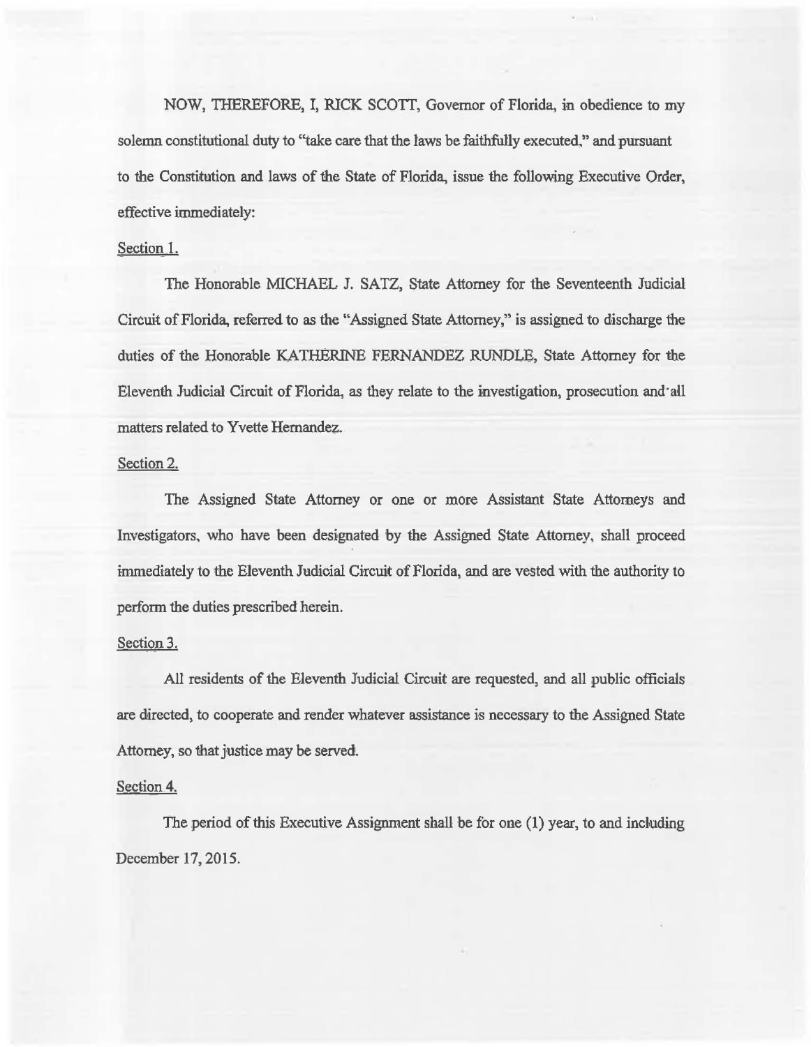NOW, THEREFORE, I, RICK SCOTT, Governor of Florida, in obedience to my solemn constitutional duty to "take care that the laws be faithfully executed," and pursuant to the Constitution and laws of the State of Florida, issue the following Executive Order, effective immediately:

Section 1.

The Honorable MICHAEL J. SATZ, State Attorney for the Seventeenth Judicial Circuit of Florida, referred to as the "Assigned State Attorney," is assigned to discharge the duties of the Honorable KATHERINE FERNANDEZ RUNDLE, State Attorney for the Eleventh Judicial Circuit of Florida, as they relate to the investigation, prosecution and all matters related to Yvette Hernandez.

Section 2.

The Assigned State Attorney or one or more Assistant State Attorneys and Investigators, who have been designated by the Assigned State Attorney, shall proceed immediately to the Eleventh Judicial Circuit of Florida, and are vested with the authority to perform the duties prescribed herein.

Section 3.

All residents of the Eleventh Judicial Circuit are requested, and all public officials are directed, to cooperate and render whatever assistance is necessary to the Assigned State Attorney, so that justice may be served.

Section 4.

The period of this Executive Assignment shall be for one (1) year, to and including December 17, 2015.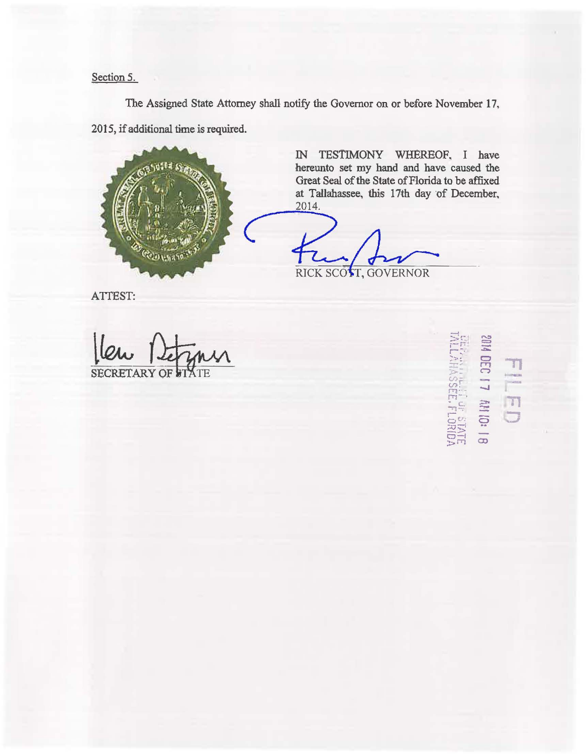Section 5.

The Assigned State Attorney shall notify the Governor on or before November 17, 2015, if additional time is required.

IN TESTIMONY WHEREOF, I have hereunto set my hand and have caused the Great Seal of the State of Florida to be affixed at Tallahassee, this 17th day of December, 2014.

RICK SCOTT, GOVERNOR

ATTEST:

SECRETARY OF STATE

FILED

2014 DEC 17 AM 10: 18

DEPARTMENT OF STATE
TALLAHASSEE, FLORIDA